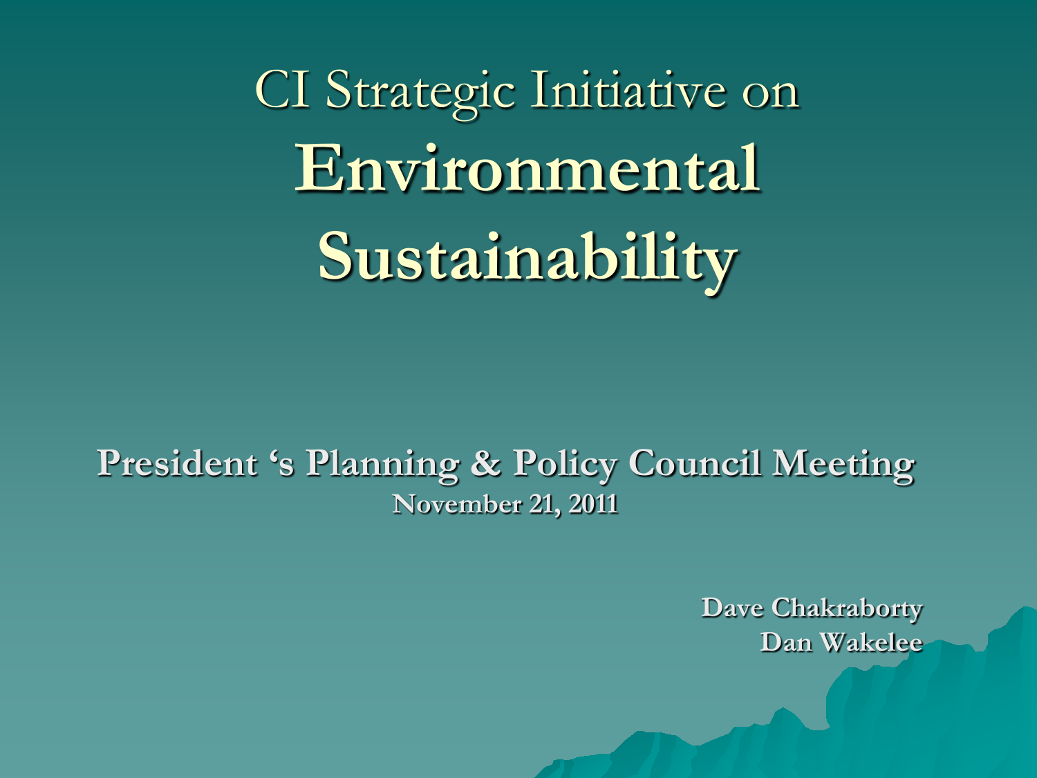# CI Strategic Initiative on **Environmental Sustainability**

**President 's Planning & Policy Council Meeting**

**November 21, 2011**

**Dave Chakraborty**
**Dan Wakelee**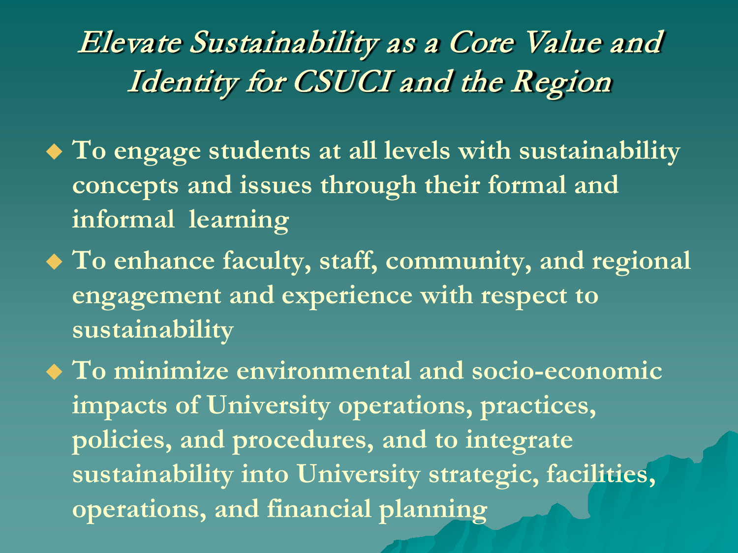# *Elevate Sustainability as a Core Value and Identity for CSUCI and the Region*

- **To engage students at all levels with sustainability concepts and issues through their formal and informal learning**
- **To enhance faculty, staff, community, and regional engagement and experience with respect to sustainability**
- **To minimize environmental and socio-economic impacts of University operations, practices, policies, and procedures, and to integrate sustainability into University strategic, facilities, operations, and financial planning**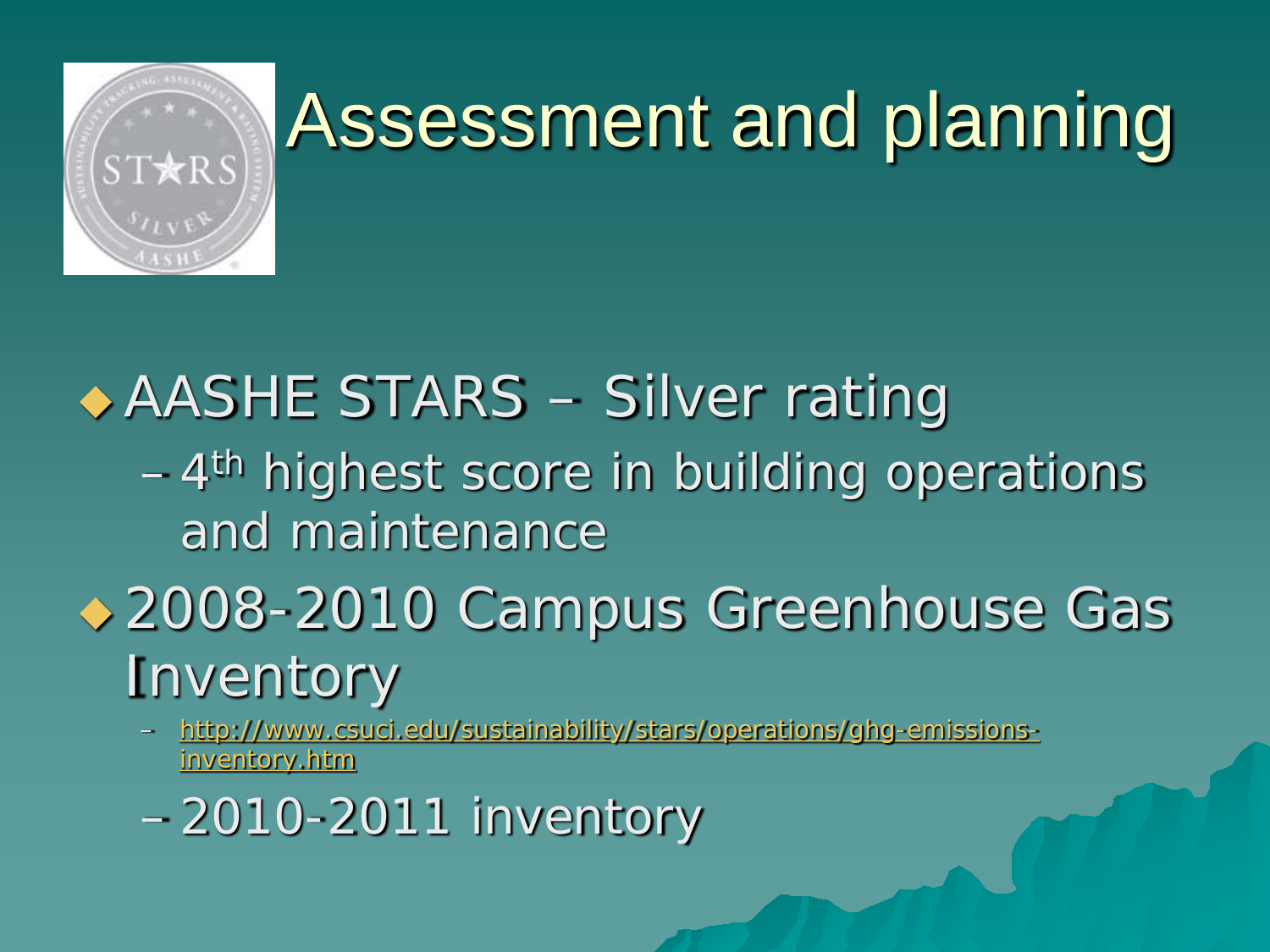# Assessment and planning

- AASHE STARS – Silver rating
  - 4th highest score in building operations and maintenance
- 2008-2010 Campus Greenhouse Gas Inventory
  - http://www.csuci.edu/sustainability/stars/operations/ghg-emissions-inventory.htm
  - 2010-2011 inventory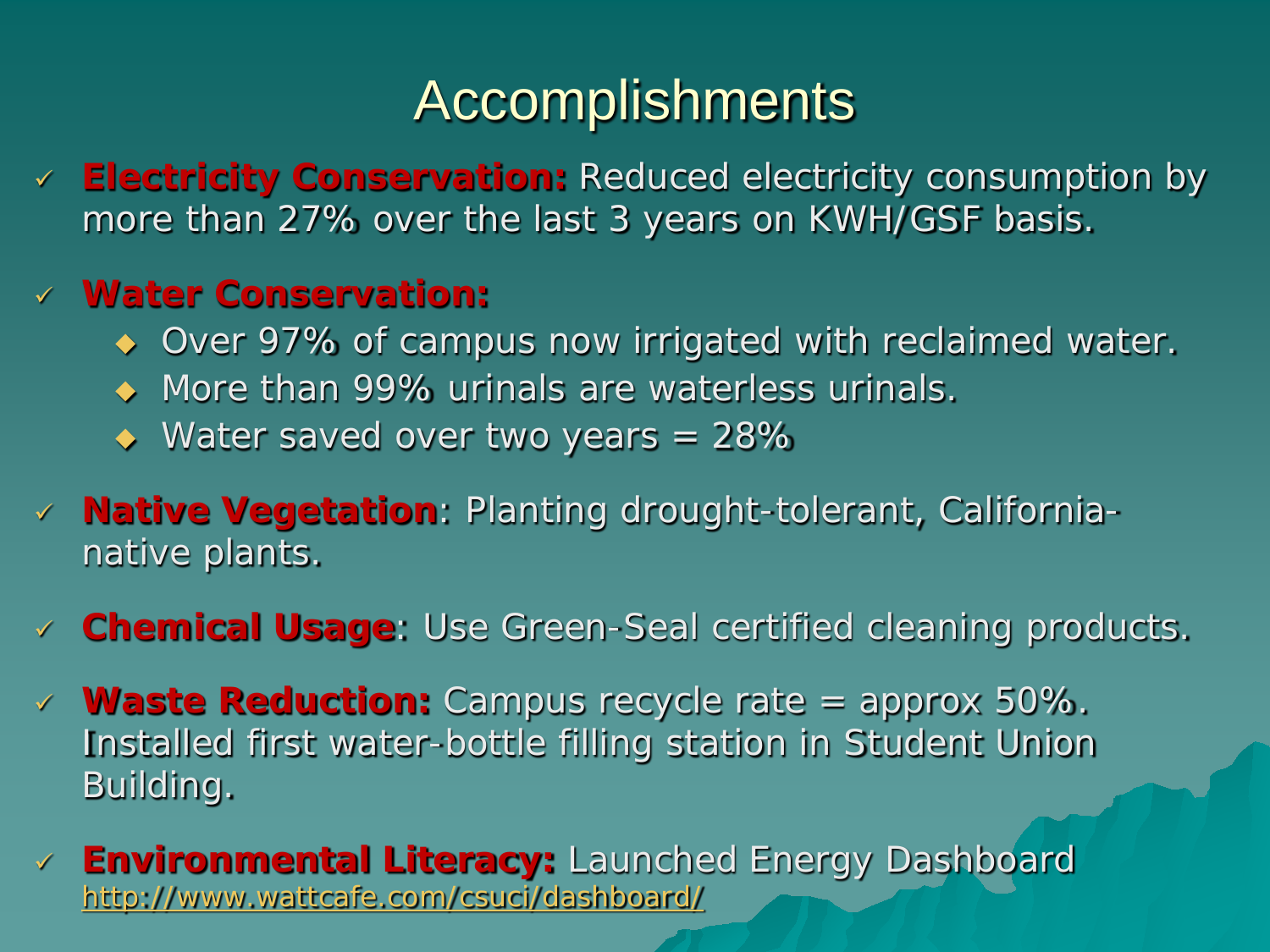# Accomplishments

- **Electricity Conservation:** Reduced electricity consumption by more than 27% over the last 3 years on KWH/GSF basis.
- **Water Conservation:**
  - Over 97% of campus now irrigated with reclaimed water.
  - More than 99% urinals are waterless urinals.
  - Water saved over two years = 28%
- **Native Vegetation**: Planting drought-tolerant, California-native plants.
- **Chemical Usage**: Use Green-Seal certified cleaning products.
- **Waste Reduction:** Campus recycle rate = approx 50%. Installed first water-bottle filling station in Student Union Building.
- **Environmental Literacy:** Launched Energy Dashboard http://www.wattcafe.com/csuci/dashboard/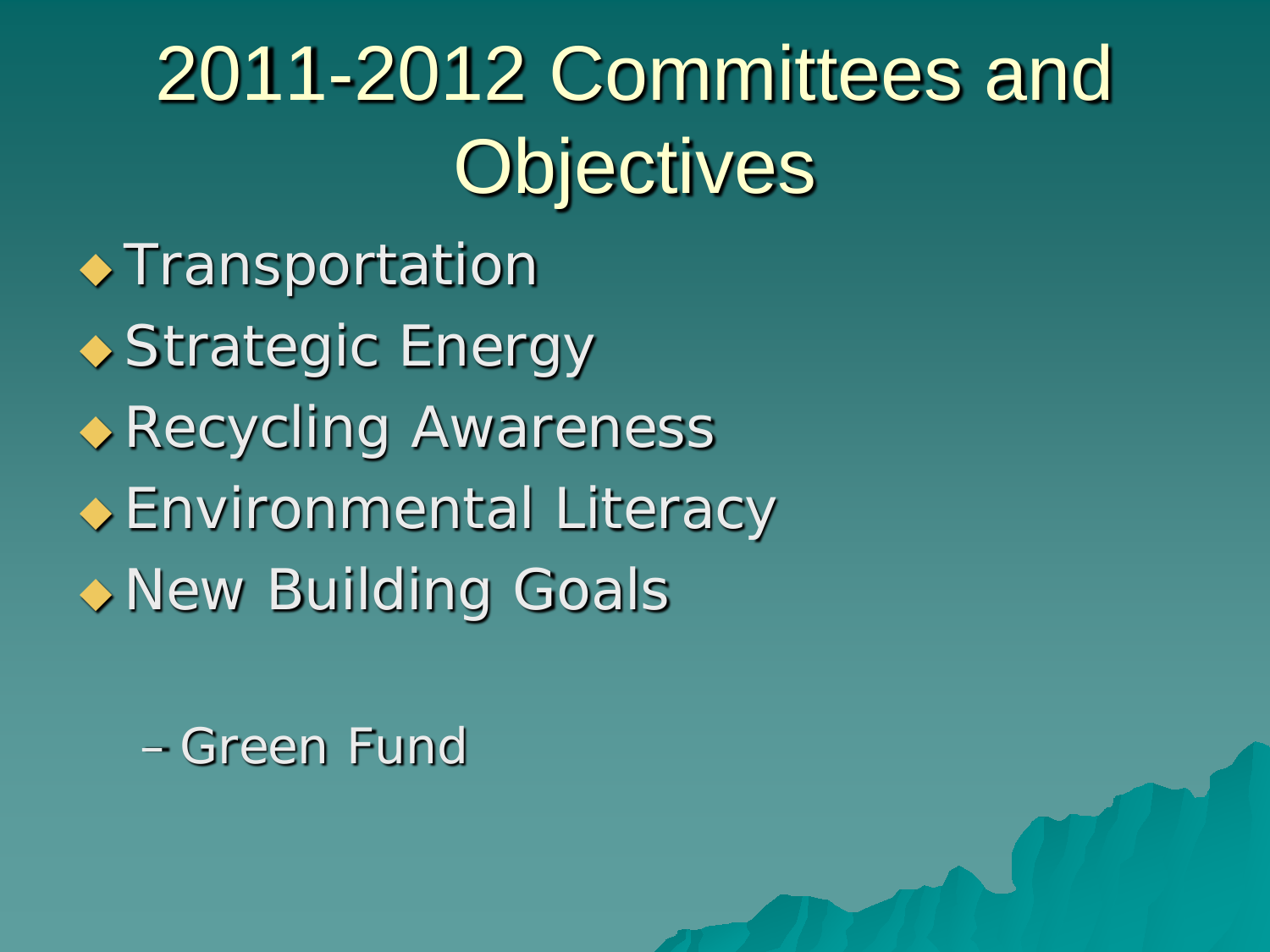# 2011-2012 Committees and Objectives

- Transportation
- Strategic Energy
- Recycling Awareness
- Environmental Literacy
- New Building Goals

  - Green Fund